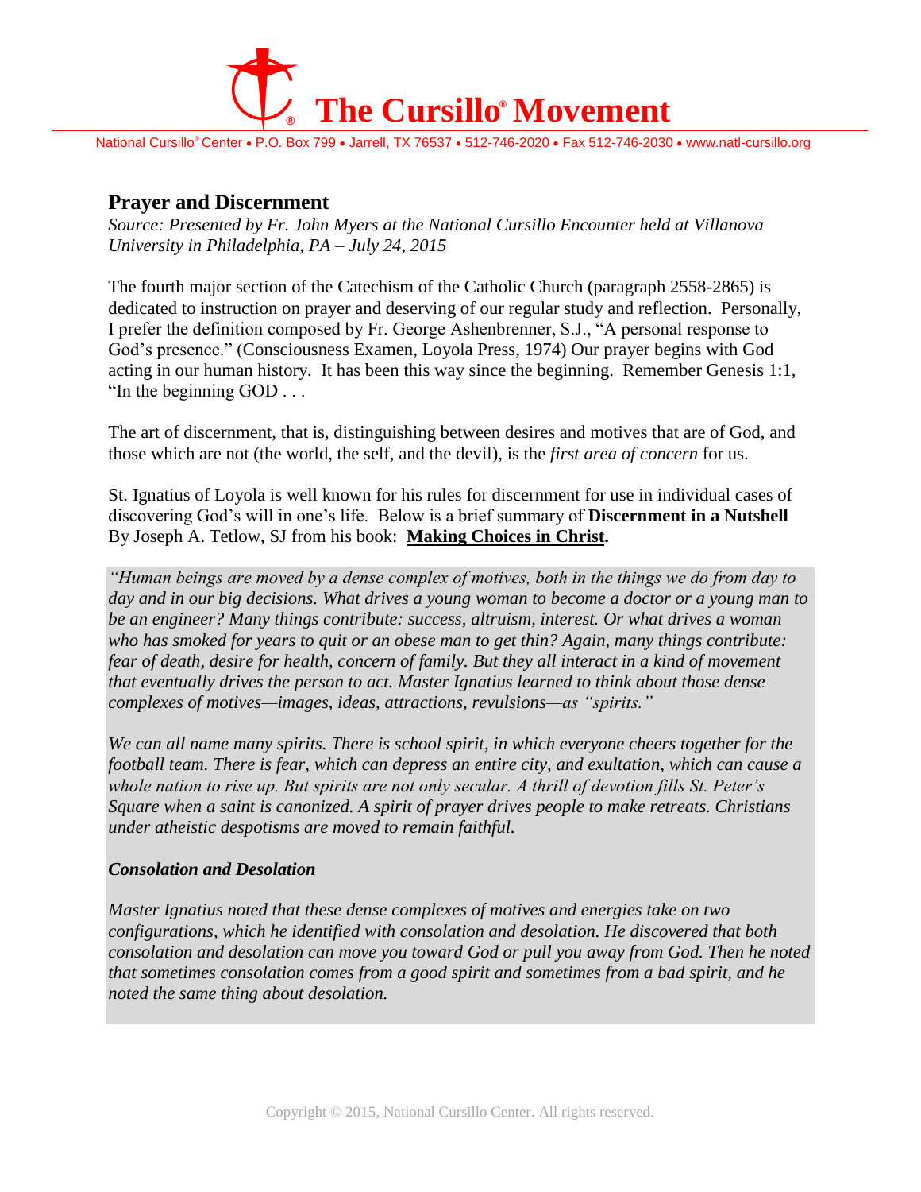# The Cursillo® Movement

National Cursillo® Center • P.O. Box 799 • Jarrell, TX 76537 • 512-746-2020 • Fax 512-746-2030 • www.natl-cursillo.org

## Prayer and Discernment

*Source: Presented by Fr. John Myers at the National Cursillo Encounter held at Villanova University in Philadelphia, PA – July 24, 2015*

The fourth major section of the Catechism of the Catholic Church (paragraph 2558-2865) is dedicated to instruction on prayer and deserving of our regular study and reflection. Personally, I prefer the definition composed by Fr. George Ashenbrenner, S.J., "A personal response to God's presence." (Consciousness Examen, Loyola Press, 1974) Our prayer begins with God acting in our human history. It has been this way since the beginning. Remember Genesis 1:1, "In the beginning GOD . . .

The art of discernment, that is, distinguishing between desires and motives that are of God, and those which are not (the world, the self, and the devil), is the *first area of concern* for us.

St. Ignatius of Loyola is well known for his rules for discernment for use in individual cases of discovering God's will in one's life. Below is a brief summary of **Discernment in a Nutshell** By Joseph A. Tetlow, SJ from his book: **Making Choices in Christ.**

*"Human beings are moved by a dense complex of motives, both in the things we do from day to day and in our big decisions. What drives a young woman to become a doctor or a young man to be an engineer? Many things contribute: success, altruism, interest. Or what drives a woman who has smoked for years to quit or an obese man to get thin? Again, many things contribute: fear of death, desire for health, concern of family. But they all interact in a kind of movement that eventually drives the person to act. Master Ignatius learned to think about those dense complexes of motives—images, ideas, attractions, revulsions—as "spirits."*

*We can all name many spirits. There is school spirit, in which everyone cheers together for the football team. There is fear, which can depress an entire city, and exultation, which can cause a whole nation to rise up. But spirits are not only secular. A thrill of devotion fills St. Peter's Square when a saint is canonized. A spirit of prayer drives people to make retreats. Christians under atheistic despotisms are moved to remain faithful.*

***Consolation and Desolation***

*Master Ignatius noted that these dense complexes of motives and energies take on two configurations, which he identified with consolation and desolation. He discovered that both consolation and desolation can move you toward God or pull you away from God. Then he noted that sometimes consolation comes from a good spirit and sometimes from a bad spirit, and he noted the same thing about desolation.*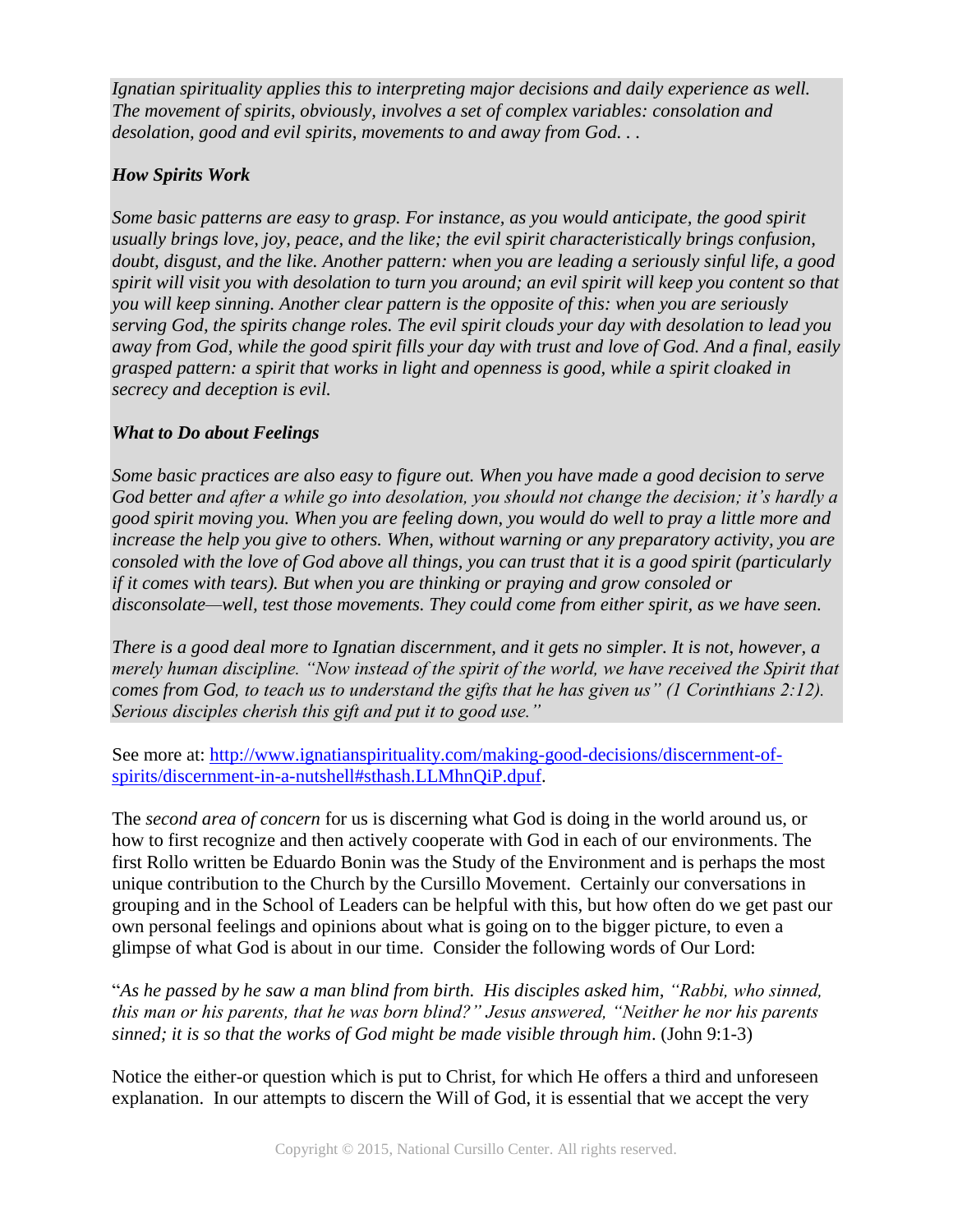*Ignatian spirituality applies this to interpreting major decisions and daily experience as well. The movement of spirits, obviously, involves a set of complex variables: consolation and desolation, good and evil spirits, movements to and away from God. . .*

***How Spirits Work***

*Some basic patterns are easy to grasp. For instance, as you would anticipate, the good spirit usually brings love, joy, peace, and the like; the evil spirit characteristically brings confusion, doubt, disgust, and the like. Another pattern: when you are leading a seriously sinful life, a good spirit will visit you with desolation to turn you around; an evil spirit will keep you content so that you will keep sinning. Another clear pattern is the opposite of this: when you are seriously serving God, the spirits change roles. The evil spirit clouds your day with desolation to lead you away from God, while the good spirit fills your day with trust and love of God. And a final, easily grasped pattern: a spirit that works in light and openness is good, while a spirit cloaked in secrecy and deception is evil.*

***What to Do about Feelings***

*Some basic practices are also easy to figure out. When you have made a good decision to serve God better and after a while go into desolation, you should not change the decision; it's hardly a good spirit moving you. When you are feeling down, you would do well to pray a little more and increase the help you give to others. When, without warning or any preparatory activity, you are consoled with the love of God above all things, you can trust that it is a good spirit (particularly if it comes with tears). But when you are thinking or praying and grow consoled or disconsolate—well, test those movements. They could come from either spirit, as we have seen.*

*There is a good deal more to Ignatian discernment, and it gets no simpler. It is not, however, a merely human discipline. "Now instead of the spirit of the world, we have received the Spirit that comes from God, to teach us to understand the gifts that he has given us" (1 Corinthians 2:12). Serious disciples cherish this gift and put it to good use."*

See more at: [http://www.ignatianspirituality.com/making-good-decisions/discernment-of-spirits/discernment-in-a-nutshell#sthash.LLMhnQiP.dpuf](http://www.ignatianspirituality.com/making-good-decisions/discernment-of-spirits/discernment-in-a-nutshell#sthash.LLMhnQiP.dpuf).

The *second area of concern* for us is discerning what God is doing in the world around us, or how to first recognize and then actively cooperate with God in each of our environments. The first Rollo written be Eduardo Bonin was the Study of the Environment and is perhaps the most unique contribution to the Church by the Cursillo Movement. Certainly our conversations in grouping and in the School of Leaders can be helpful with this, but how often do we get past our own personal feelings and opinions about what is going on to the bigger picture, to even a glimpse of what God is about in our time. Consider the following words of Our Lord:

"*As he passed by he saw a man blind from birth. His disciples asked him, "Rabbi, who sinned, this man or his parents, that he was born blind?" Jesus answered, "Neither he nor his parents sinned; it is so that the works of God might be made visible through him*. (John 9:1-3)

Notice the either-or question which is put to Christ, for which He offers a third and unforeseen explanation. In our attempts to discern the Will of God, it is essential that we accept the very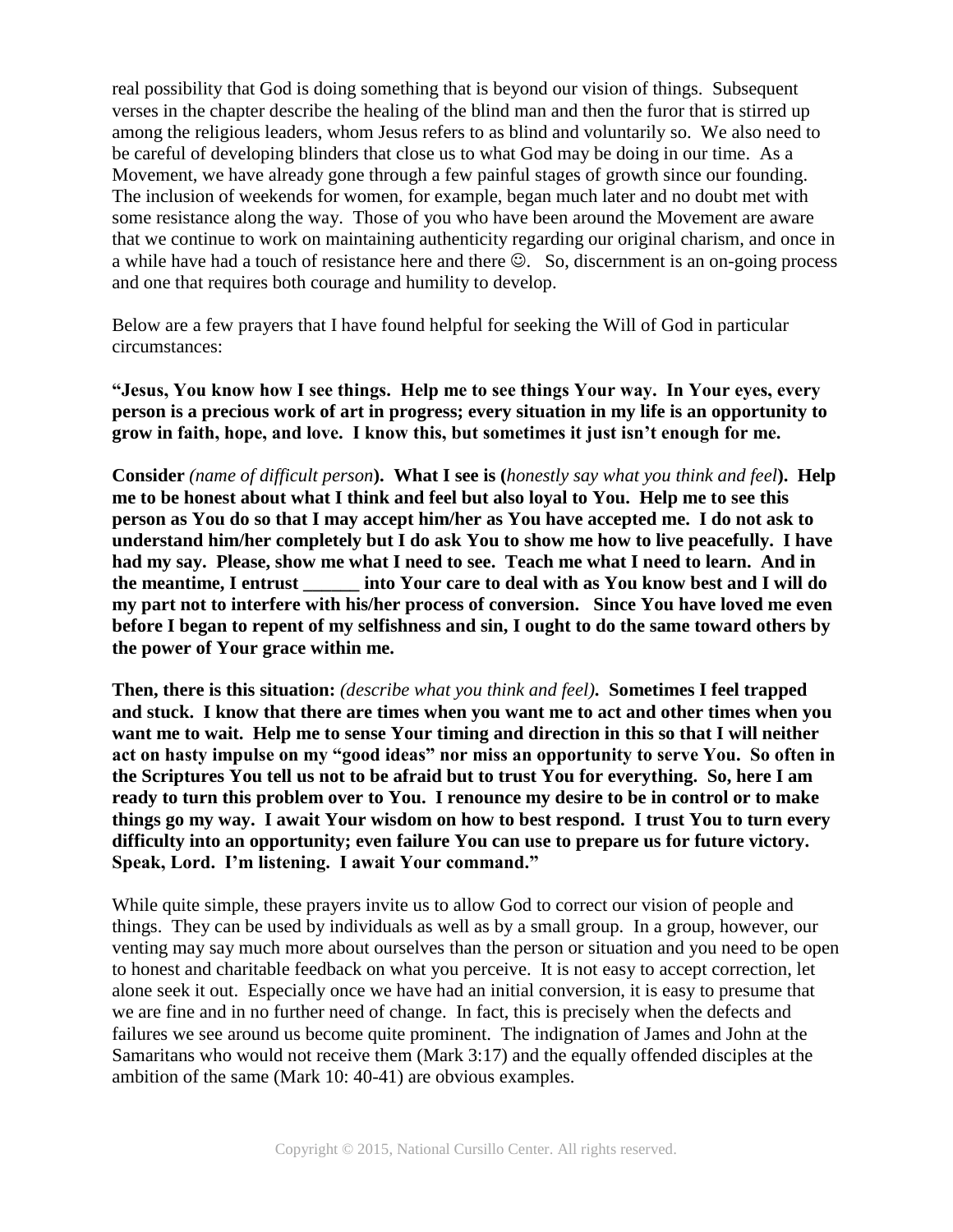real possibility that God is doing something that is beyond our vision of things. Subsequent verses in the chapter describe the healing of the blind man and then the furor that is stirred up among the religious leaders, whom Jesus refers to as blind and voluntarily so. We also need to be careful of developing blinders that close us to what God may be doing in our time. As a Movement, we have already gone through a few painful stages of growth since our founding. The inclusion of weekends for women, for example, began much later and no doubt met with some resistance along the way. Those of you who have been around the Movement are aware that we continue to work on maintaining authenticity regarding our original charism, and once in a while have had a touch of resistance here and there ☺. So, discernment is an on-going process and one that requires both courage and humility to develop.

Below are a few prayers that I have found helpful for seeking the Will of God in particular circumstances:

**"Jesus, You know how I see things. Help me to see things Your way. In Your eyes, every person is a precious work of art in progress; every situation in my life is an opportunity to grow in faith, hope, and love. I know this, but sometimes it just isn't enough for me.**

**Consider** *(name of difficult person)***. What I see is (***honestly say what you think and feel***). Help me to be honest about what I think and feel but also loyal to You. Help me to see this person as You do so that I may accept him/her as You have accepted me. I do not ask to understand him/her completely but I do ask You to show me how to live peacefully. I have had my say. Please, show me what I need to see. Teach me what I need to learn. And in the meantime, I entrust ______ into Your care to deal with as You know best and I will do my part not to interfere with his/her process of conversion. Since You have loved me even before I began to repent of my selfishness and sin, I ought to do the same toward others by the power of Your grace within me.**

**Then, there is this situation:** *(describe what you think and feel)***. Sometimes I feel trapped and stuck. I know that there are times when you want me to act and other times when you want me to wait. Help me to sense Your timing and direction in this so that I will neither act on hasty impulse on my "good ideas" nor miss an opportunity to serve You. So often in the Scriptures You tell us not to be afraid but to trust You for everything. So, here I am ready to turn this problem over to You. I renounce my desire to be in control or to make things go my way. I await Your wisdom on how to best respond. I trust You to turn every difficulty into an opportunity; even failure You can use to prepare us for future victory. Speak, Lord. I'm listening. I await Your command."**

While quite simple, these prayers invite us to allow God to correct our vision of people and things. They can be used by individuals as well as by a small group. In a group, however, our venting may say much more about ourselves than the person or situation and you need to be open to honest and charitable feedback on what you perceive. It is not easy to accept correction, let alone seek it out. Especially once we have had an initial conversion, it is easy to presume that we are fine and in no further need of change. In fact, this is precisely when the defects and failures we see around us become quite prominent. The indignation of James and John at the Samaritans who would not receive them (Mark 3:17) and the equally offended disciples at the ambition of the same (Mark 10: 40-41) are obvious examples.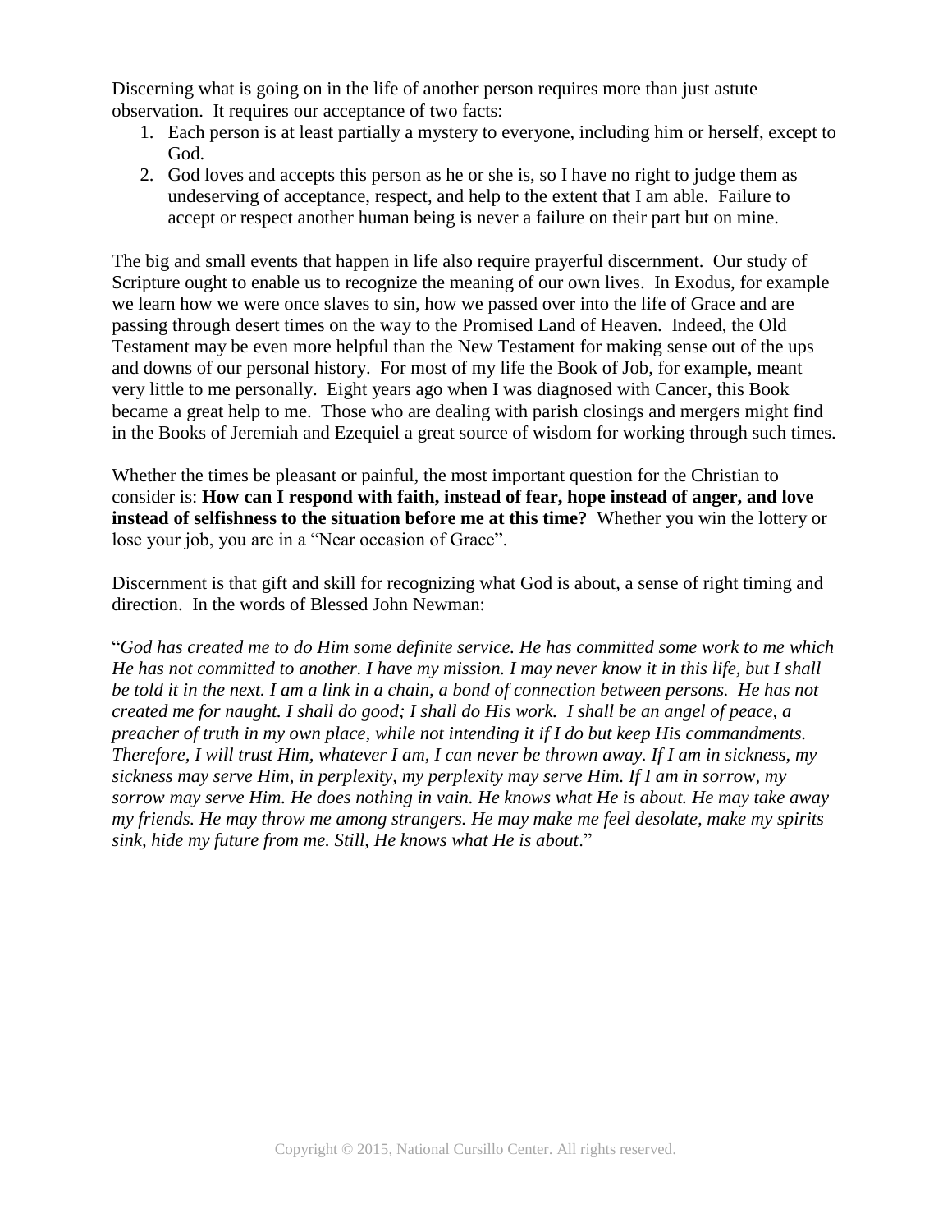Discerning what is going on in the life of another person requires more than just astute observation. It requires our acceptance of two facts:

1. Each person is at least partially a mystery to everyone, including him or herself, except to God.
2. God loves and accepts this person as he or she is, so I have no right to judge them as undeserving of acceptance, respect, and help to the extent that I am able. Failure to accept or respect another human being is never a failure on their part but on mine.

The big and small events that happen in life also require prayerful discernment. Our study of Scripture ought to enable us to recognize the meaning of our own lives. In Exodus, for example we learn how we were once slaves to sin, how we passed over into the life of Grace and are passing through desert times on the way to the Promised Land of Heaven. Indeed, the Old Testament may be even more helpful than the New Testament for making sense out of the ups and downs of our personal history. For most of my life the Book of Job, for example, meant very little to me personally. Eight years ago when I was diagnosed with Cancer, this Book became a great help to me. Those who are dealing with parish closings and mergers might find in the Books of Jeremiah and Ezequiel a great source of wisdom for working through such times.

Whether the times be pleasant or painful, the most important question for the Christian to consider is: **How can I respond with faith, instead of fear, hope instead of anger, and love instead of selfishness to the situation before me at this time?** Whether you win the lottery or lose your job, you are in a "Near occasion of Grace".

Discernment is that gift and skill for recognizing what God is about, a sense of right timing and direction. In the words of Blessed John Newman:

"*God has created me to do Him some definite service. He has committed some work to me which He has not committed to another. I have my mission. I may never know it in this life, but I shall be told it in the next. I am a link in a chain, a bond of connection between persons. He has not created me for naught. I shall do good; I shall do His work. I shall be an angel of peace, a preacher of truth in my own place, while not intending it if I do but keep His commandments. Therefore, I will trust Him, whatever I am, I can never be thrown away. If I am in sickness, my sickness may serve Him, in perplexity, my perplexity may serve Him. If I am in sorrow, my sorrow may serve Him. He does nothing in vain. He knows what He is about. He may take away my friends. He may throw me among strangers. He may make me feel desolate, make my spirits sink, hide my future from me. Still, He knows what He is about*."

Copyright © 2015, National Cursillo Center. All rights reserved.